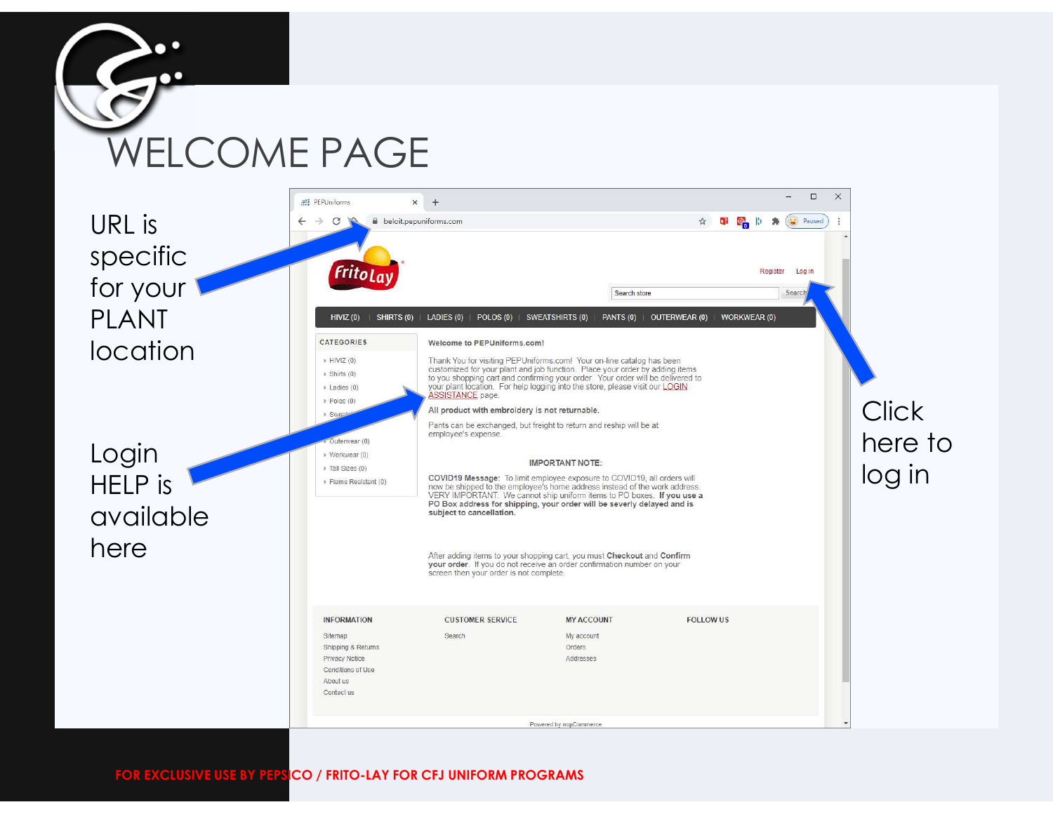# WELCOME PAGE

URL is specific for your PLANT location

Login HELP is available here

Click here to log in

beloit.pepuniforms.com

Register Log in

Search store Search

HIVIZ (0) | SHIRTS (0) | LADIES (0) | POLOS (0) | SWEATSHIRTS (0) | PANTS (0) | OUTERWEAR (0) | WORKWEAR (0)

CATEGORIES

- HIVIZ (0)
- Shirts (0)
- Ladies (0)
- Polos (0)
- Sweat...
- Outerwear (0)
- Workwear (0)
- Tall Sizes (0)
- Flame Resistant (0)

**Welcome to PEPUniforms.com!**

Thank You for visiting PEPUniforms.com! Your on-line catalog has been customized for your plant and job function. Place your order by adding items to you shopping cart and confirming your order. Your order will be delivered to your plant location. For help logging into the store, please visit our LOGIN ASSISTANCE page.

**All product with embroidery is not returnable.**

Pants can be exchanged, but freight to return and reship will be at employee's expense.

IMPORTANT NOTE:

**COVID19 Message:** To limit employee exposure to COVID19, all orders will now be shipped to the employee's home address instead of the work address. VERY IMPORTANT: We cannot ship uniform items to PO boxes. **If you use a PO Box address for shipping, your order will be severly delayed and is subject to cancellation.**

After adding items to your shopping cart, you must **Checkout** and **Confirm your order**. If you do not receive an order confirmation number on your screen then your order is not complete.

INFORMATION
- Sitemap
- Shipping & Returns
- Privacy Notice
- Conditions of Use
- About us
- Contact us

CUSTOMER SERVICE
- Search

MY ACCOUNT
- My account
- Orders
- Addresses

FOLLOW US

Powered by nopCommerce

FOR EXCLUSIVE USE BY PEPSICO / FRITO-LAY FOR CFJ UNIFORM PROGRAMS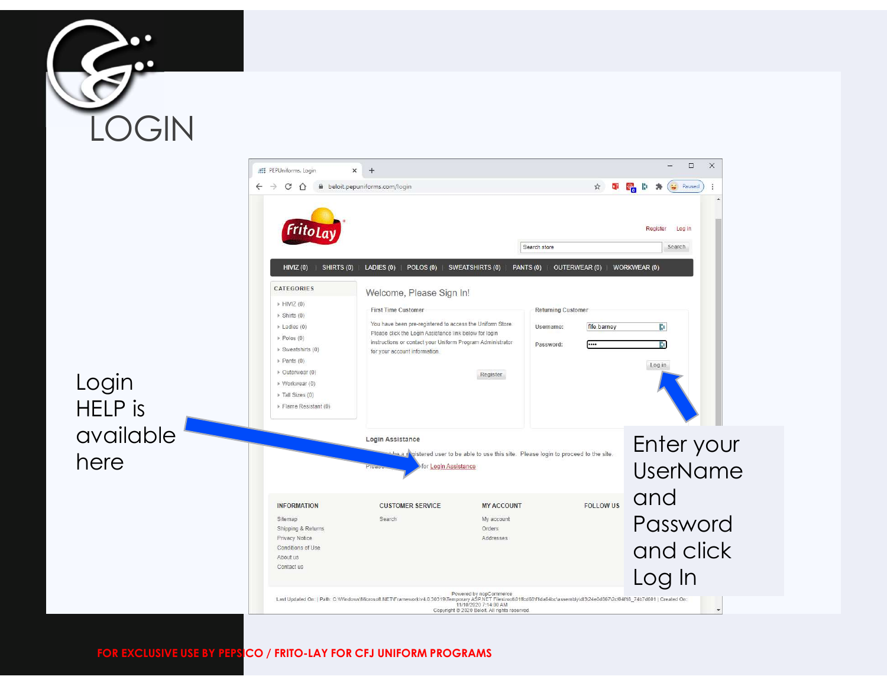# LOGIN

Login HELP is available here

Enter your UserName and Password and click Log In

FOR EXCLUSIVE USE BY PEPSICO / FRITO-LAY FOR CFJ UNIFORM PROGRAMS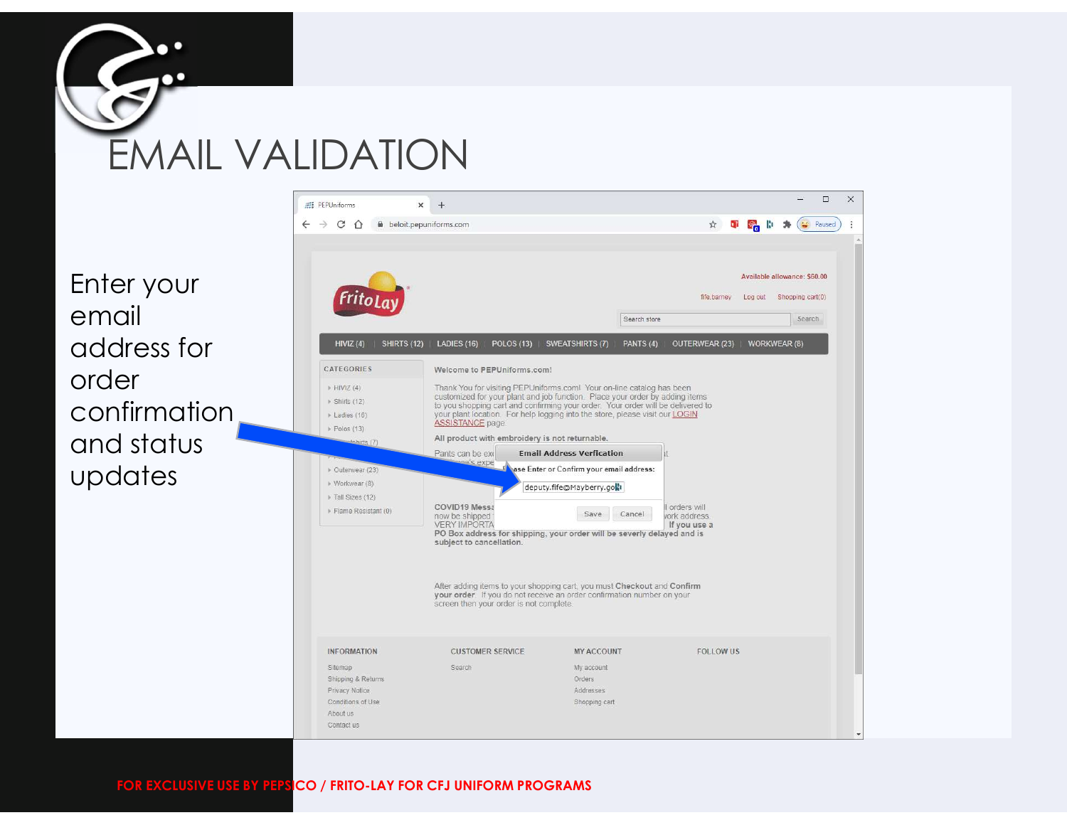# EMAIL VALIDATION

Enter your email address for order confirmation and status updates

FOR EXCLUSIVE USE BY PEPSICO / FRITO-LAY FOR CFJ UNIFORM PROGRAMS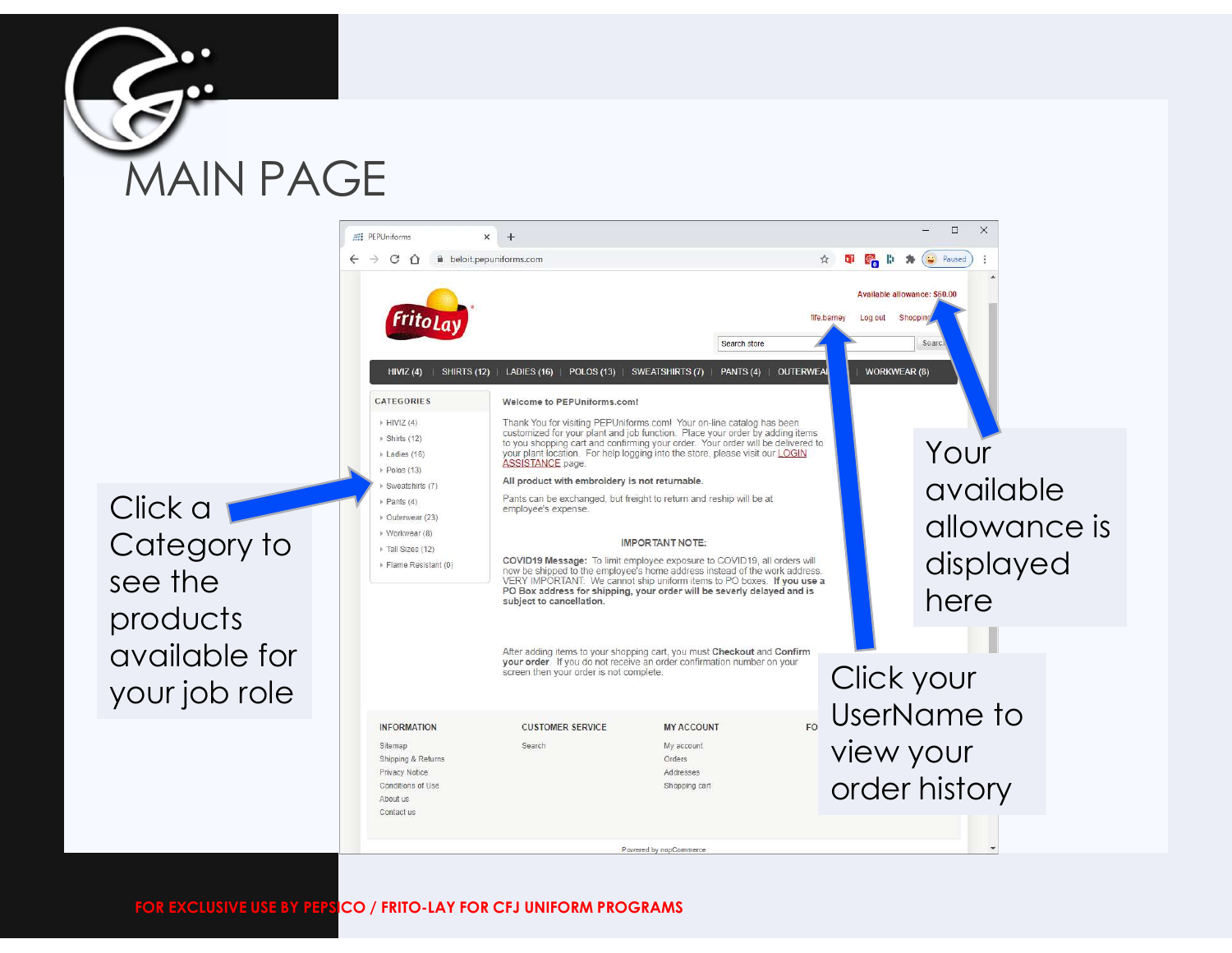# MAIN PAGE

Click a Category to see the products available for your job role

Your available allowance is displayed here

Click your UserName to view your order history

FOR EXCLUSIVE USE BY PEPSICO / FRITO-LAY FOR CFJ UNIFORM PROGRAMS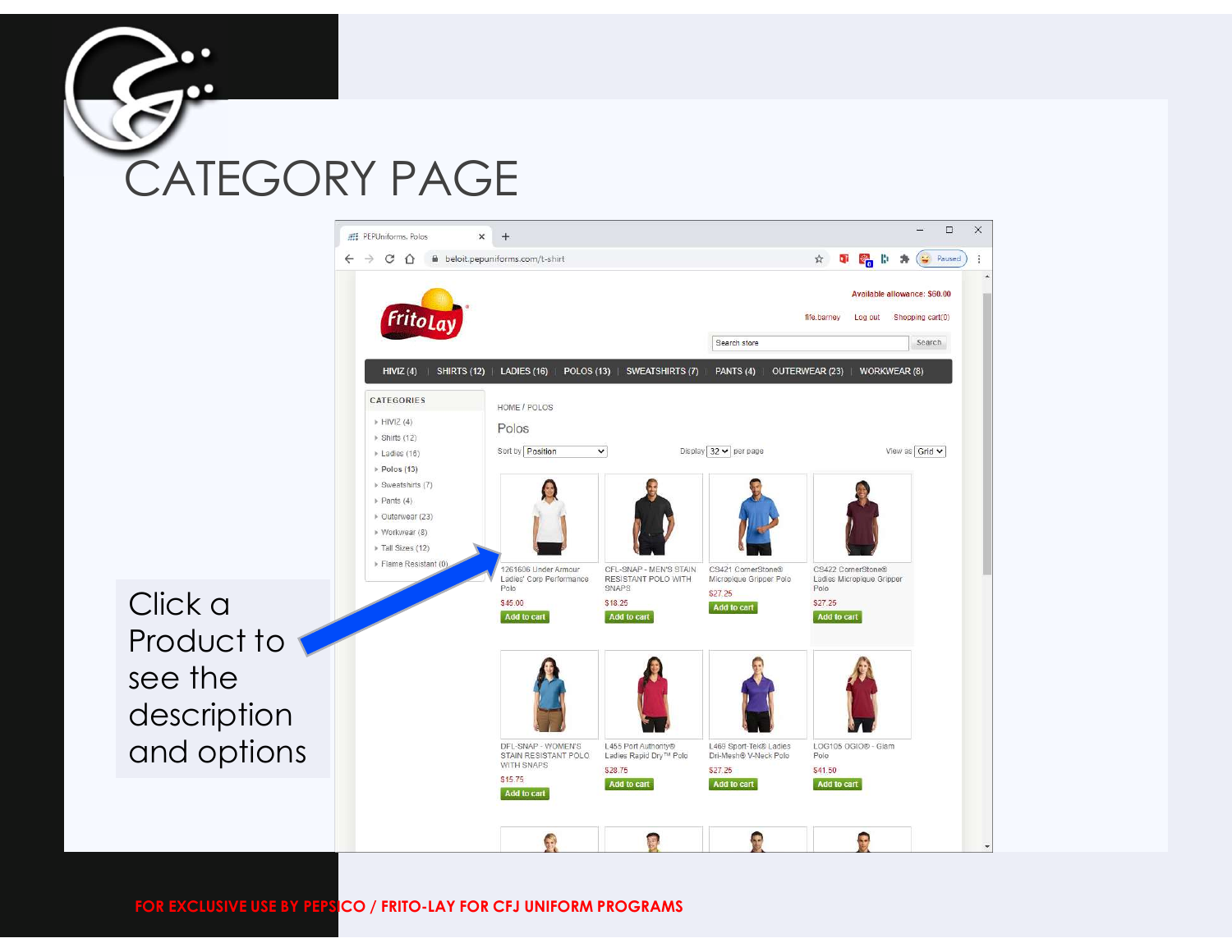# CATEGORY PAGE

Click a Product to see the description and options

FOR EXCLUSIVE USE BY PEPSICO / FRITO-LAY FOR CFJ UNIFORM PROGRAMS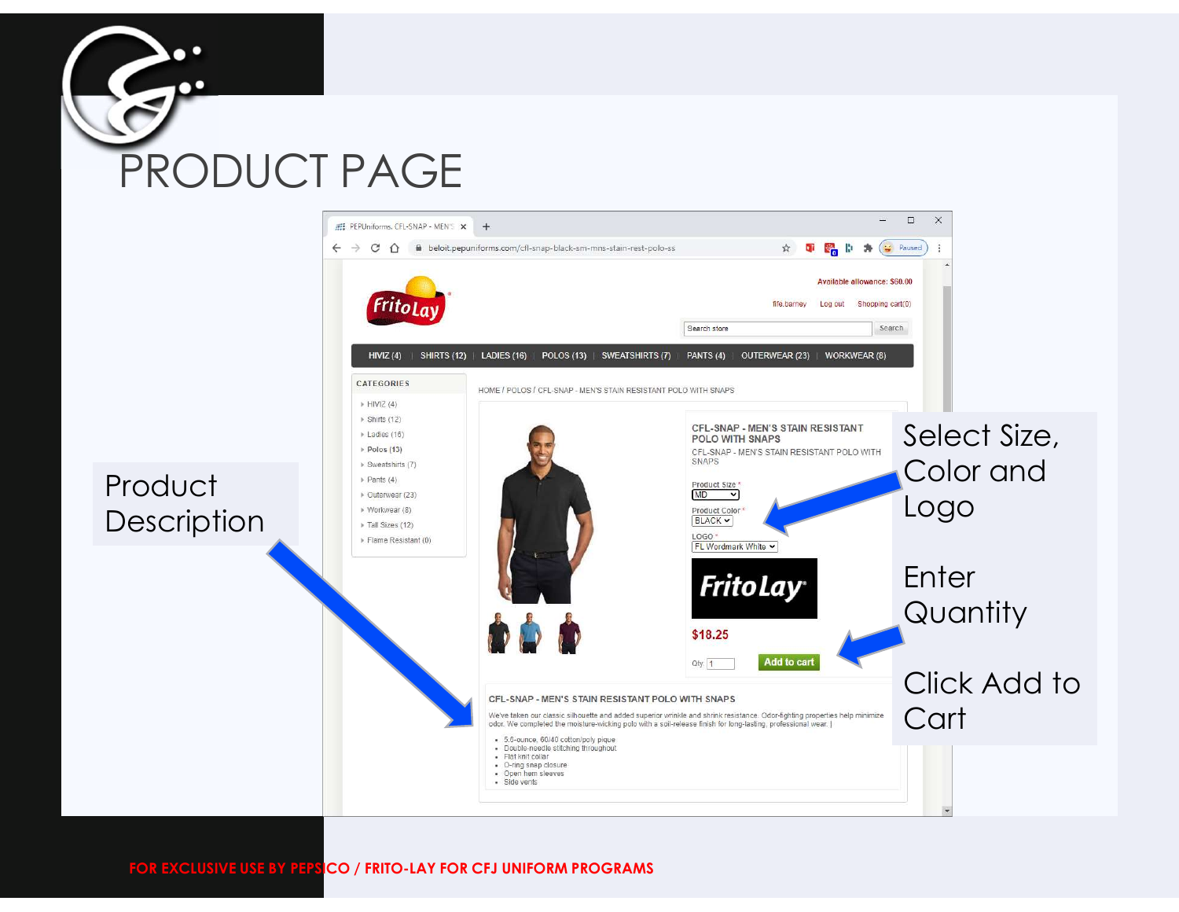# PRODUCT PAGE

Product Description

Select Size, Color and Logo

Enter Quantity

Click Add to Cart

FOR EXCLUSIVE USE BY PEPSICO / FRITO-LAY FOR CFJ UNIFORM PROGRAMS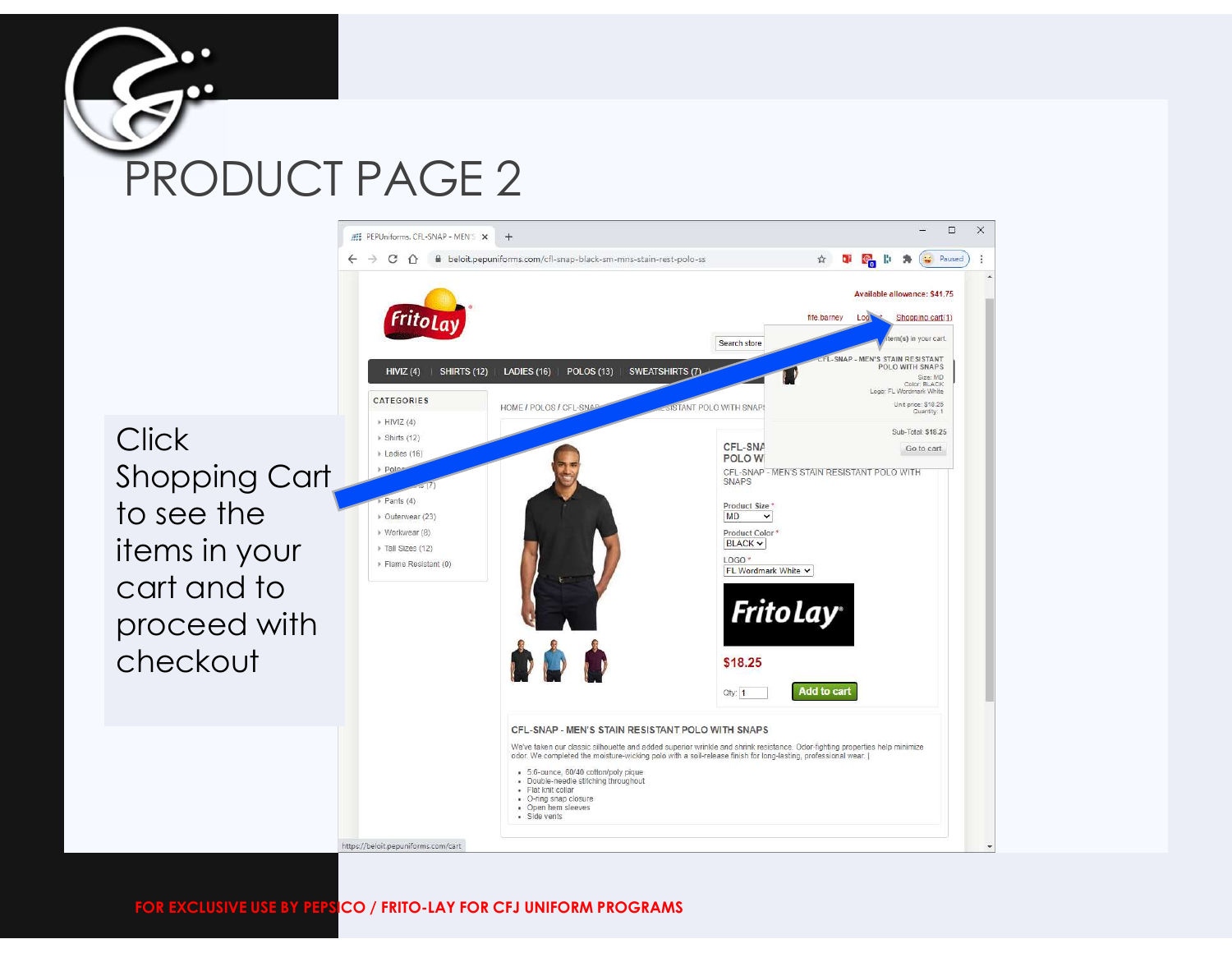# PRODUCT PAGE 2

Click Shopping Cart to see the items in your cart and to proceed with checkout

FOR EXCLUSIVE USE BY PEPSICO / FRITO-LAY FOR CFJ UNIFORM PROGRAMS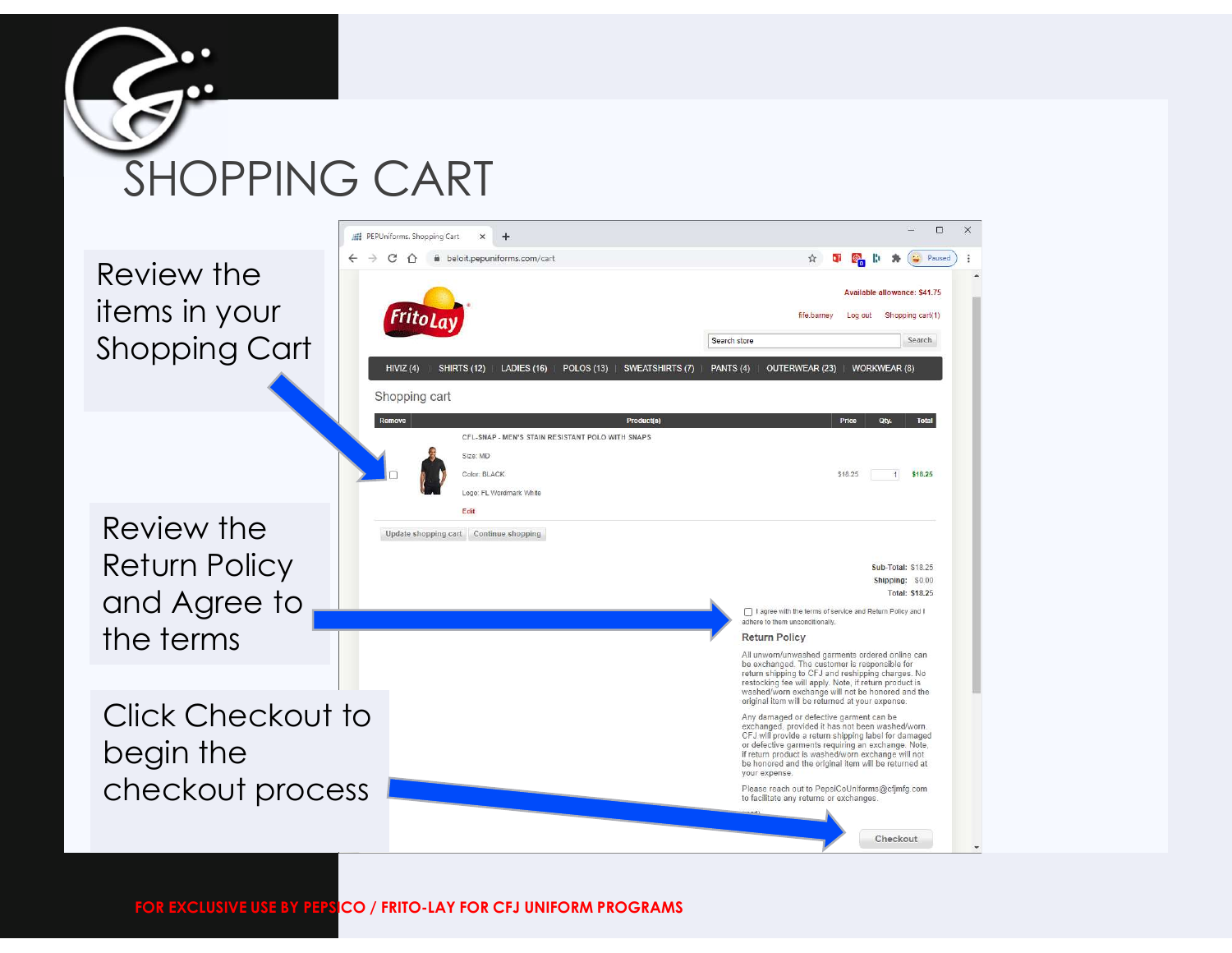# SHOPPING CART

Review the items in your Shopping Cart

Review the Return Policy and Agree to the terms

Click Checkout to begin the checkout process

FOR EXCLUSIVE USE BY PEPSICO / FRITO-LAY FOR CFJ UNIFORM PROGRAMS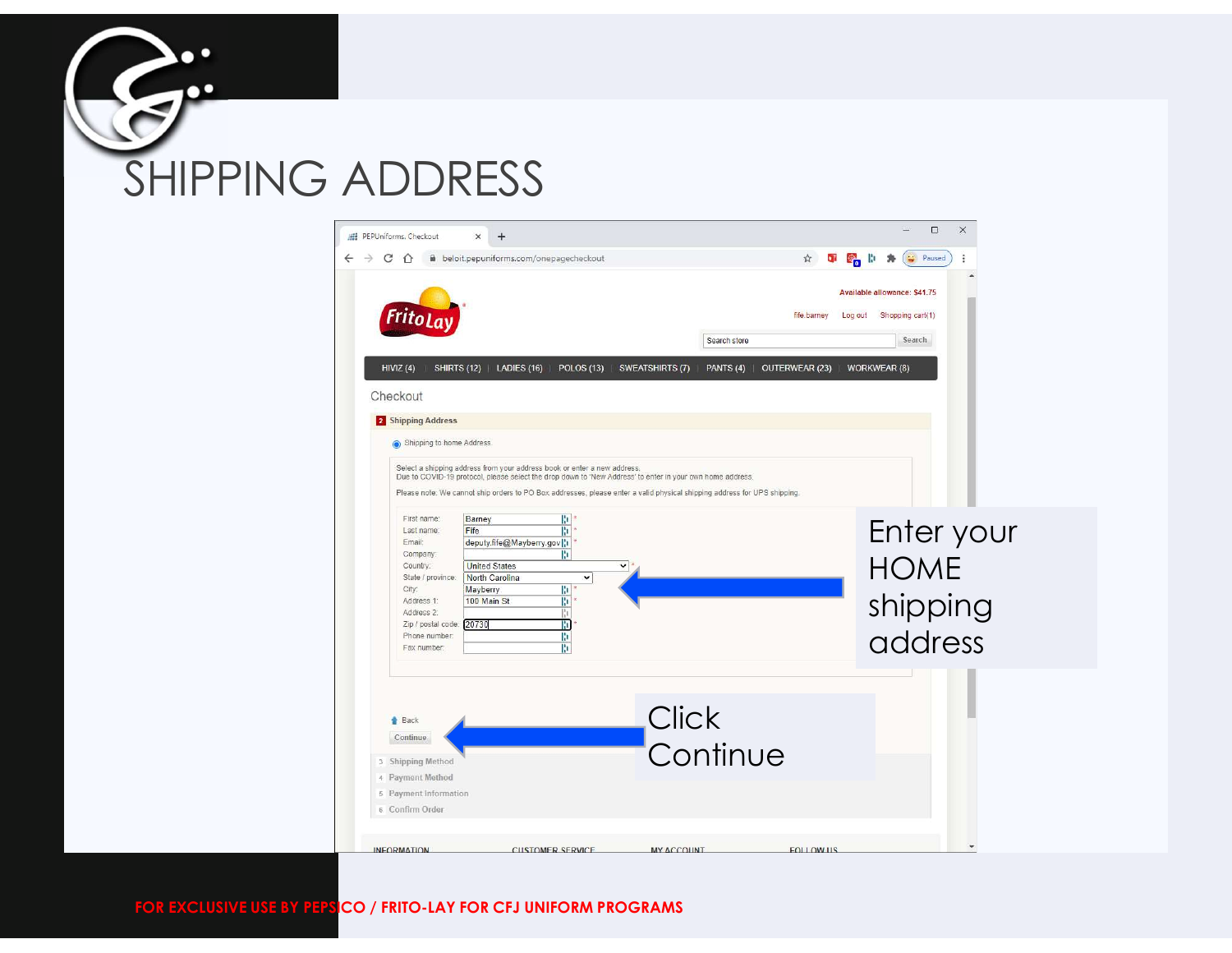# SHIPPING ADDRESS

Enter your HOME shipping address

Click Continue

FOR EXCLUSIVE USE BY PEPSICO / FRITO-LAY FOR CFJ UNIFORM PROGRAMS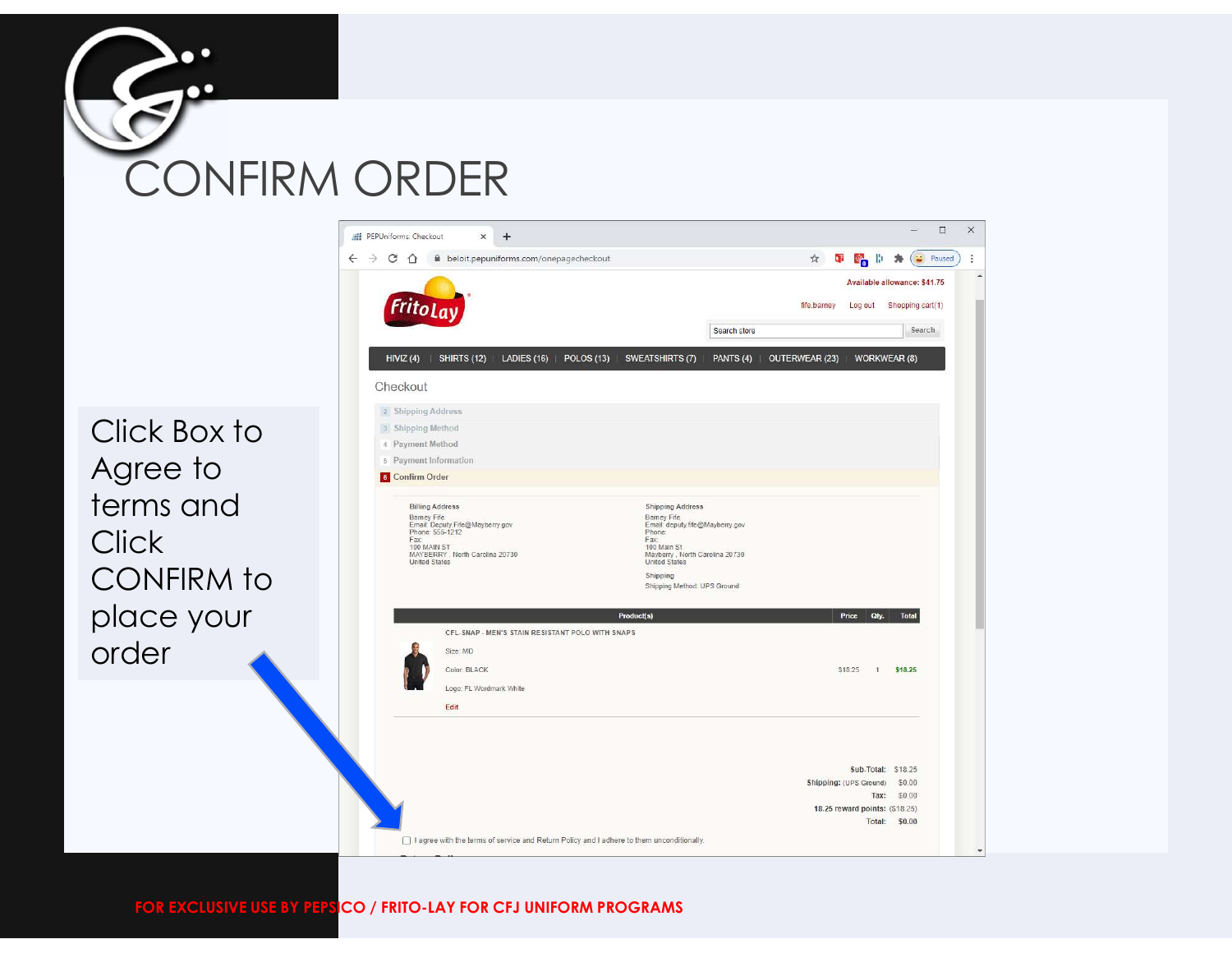# CONFIRM ORDER

Click Box to Agree to terms and Click CONFIRM to place your order

PEPUniforms. Checkout

beloit.pepuniforms.com/onepagecheckout

Available allowance: $41.75

fife.barney Log out Shopping cart(1)

Search store Search

HIVIZ (4) | SHIRTS (12) | LADIES (16) | POLOS (13) | SWEATSHIRTS (7) | PANTS (4) | OUTERWEAR (23) | WORKWEAR (8)

Checkout

2 Shipping Address
3 Shipping Method
4 Payment Method
5 Payment Information
6 Confirm Order

**Billing Address**
Barney Fife
Email: Deputy.Fife@Mayberry.gov
Phone: 555-1212
Fax:
100 MAIN ST
MAYBERRY , North Carolina 20730
United States

**Shipping Address**
Barney Fife
Email: deputy.fife@Mayberry.gov
Phone:
Fax:
100 Main St
Mayberry , North Carolina 20730
United States

Shipping
Shipping Method: UPS Ground

| Product(s) | Price | Qty. | Total |
|---|---|---|---|
| CFL SNAP - MEN'S STAIN RESISTANT POLO WITH SNAPS<br>Size: MD<br>Color: BLACK<br>Logo: FL Wordmark White<br>Edit | $18.25 | 1 | $18.25 |

Sub-Total: $18.25
Shipping: (UPS Ground) $0.00
Tax: $0.00
18.25 reward points: ($18.25)
Total: $0.00

☐ I agree with the terms of service and Return Policy and I adhere to them unconditionally.

FOR EXCLUSIVE USE BY PEPSICO / FRITO-LAY FOR CFJ UNIFORM PROGRAMS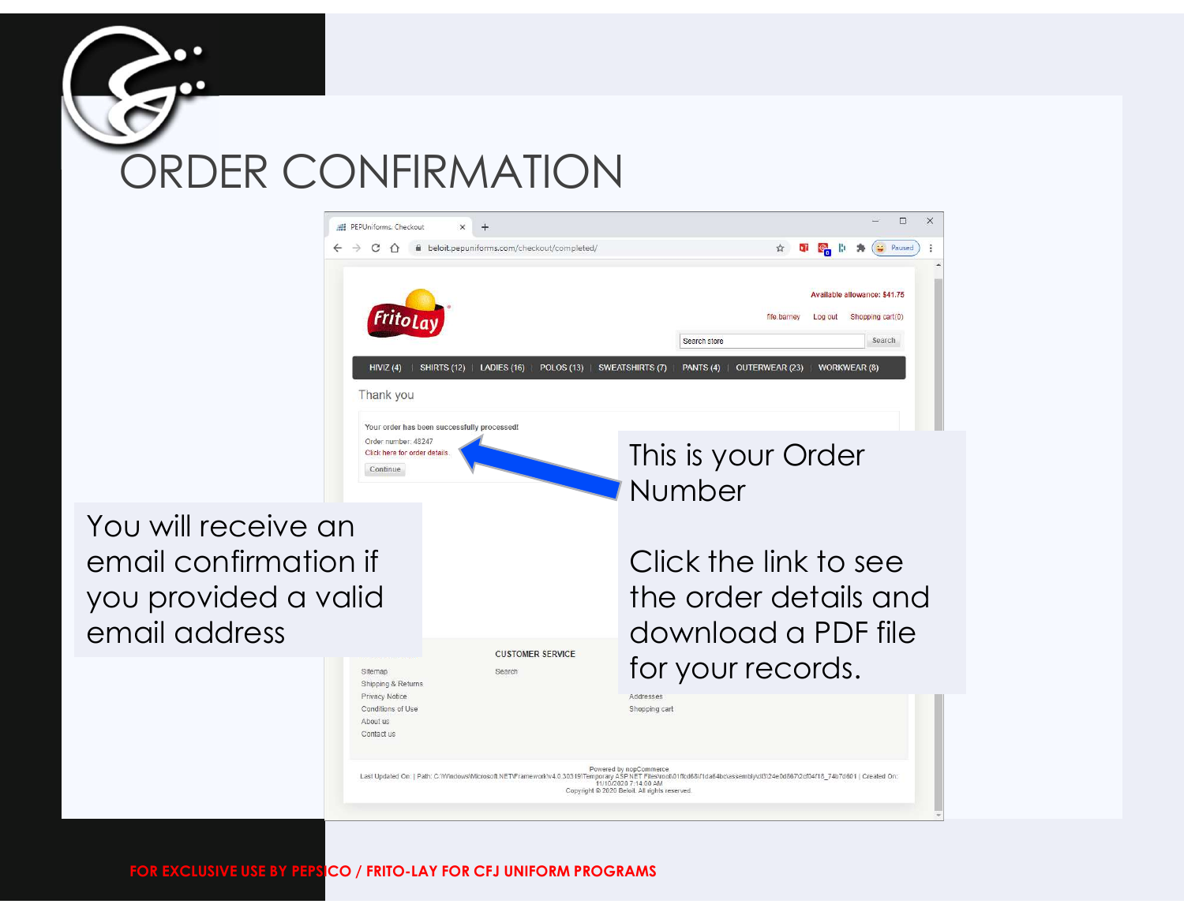# ORDER CONFIRMATION

You will receive an email confirmation if you provided a valid email address

This is your Order Number

Click the link to see the order details and download a PDF file for your records.

Thank you

Your order has been successfully processed!

Order number: 48247

Click here for order details.

Continue

FOR EXCLUSIVE USE BY PEPSICO / FRITO-LAY FOR CFJ UNIFORM PROGRAMS